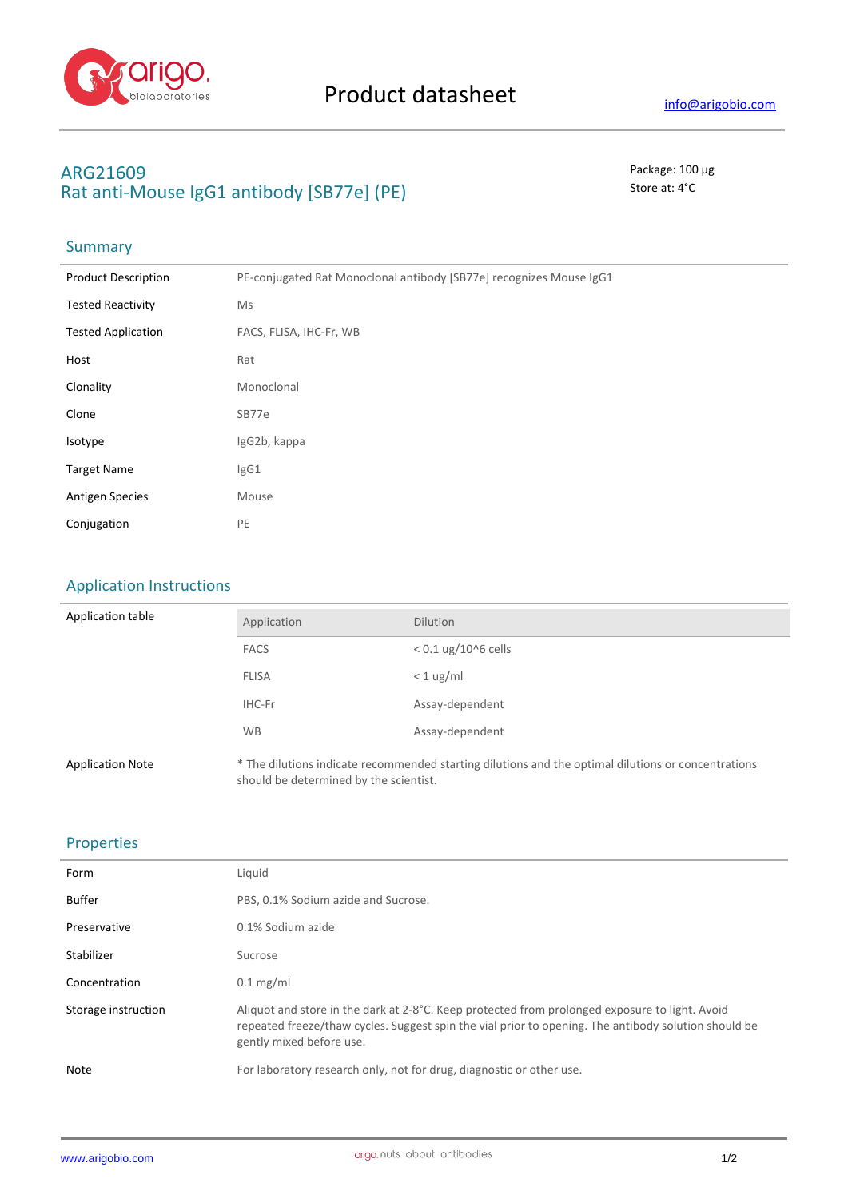# Product datasheet

info@arigobio.com

## ARG21609
## Rat anti-Mouse IgG1 antibody [SB77e] (PE)

Package: 100 μg
Store at: 4°C

### Summary

| | |
|---|---|
| Product Description | PE-conjugated Rat Monoclonal antibody [SB77e] recognizes Mouse IgG1 |
| Tested Reactivity | Ms |
| Tested Application | FACS, FLISA, IHC-Fr, WB |
| Host | Rat |
| Clonality | Monoclonal |
| Clone | SB77e |
| Isotype | IgG2b, kappa |
| Target Name | IgG1 |
| Antigen Species | Mouse |
| Conjugation | PE |

### Application Instructions

Application table

| Application | Dilution |
|---|---|
| FACS | < 0.1 ug/10^6 cells |
| FLISA | < 1 ug/ml |
| IHC-Fr | Assay-dependent |
| WB | Assay-dependent |

Application Note: * The dilutions indicate recommended starting dilutions and the optimal dilutions or concentrations should be determined by the scientist.

### Properties

| | |
|---|---|
| Form | Liquid |
| Buffer | PBS, 0.1% Sodium azide and Sucrose. |
| Preservative | 0.1% Sodium azide |
| Stabilizer | Sucrose |
| Concentration | 0.1 mg/ml |
| Storage instruction | Aliquot and store in the dark at 2-8°C. Keep protected from prolonged exposure to light. Avoid repeated freeze/thaw cycles. Suggest spin the vial prior to opening. The antibody solution should be gently mixed before use. |
| Note | For laboratory research only, not for drug, diagnostic or other use. |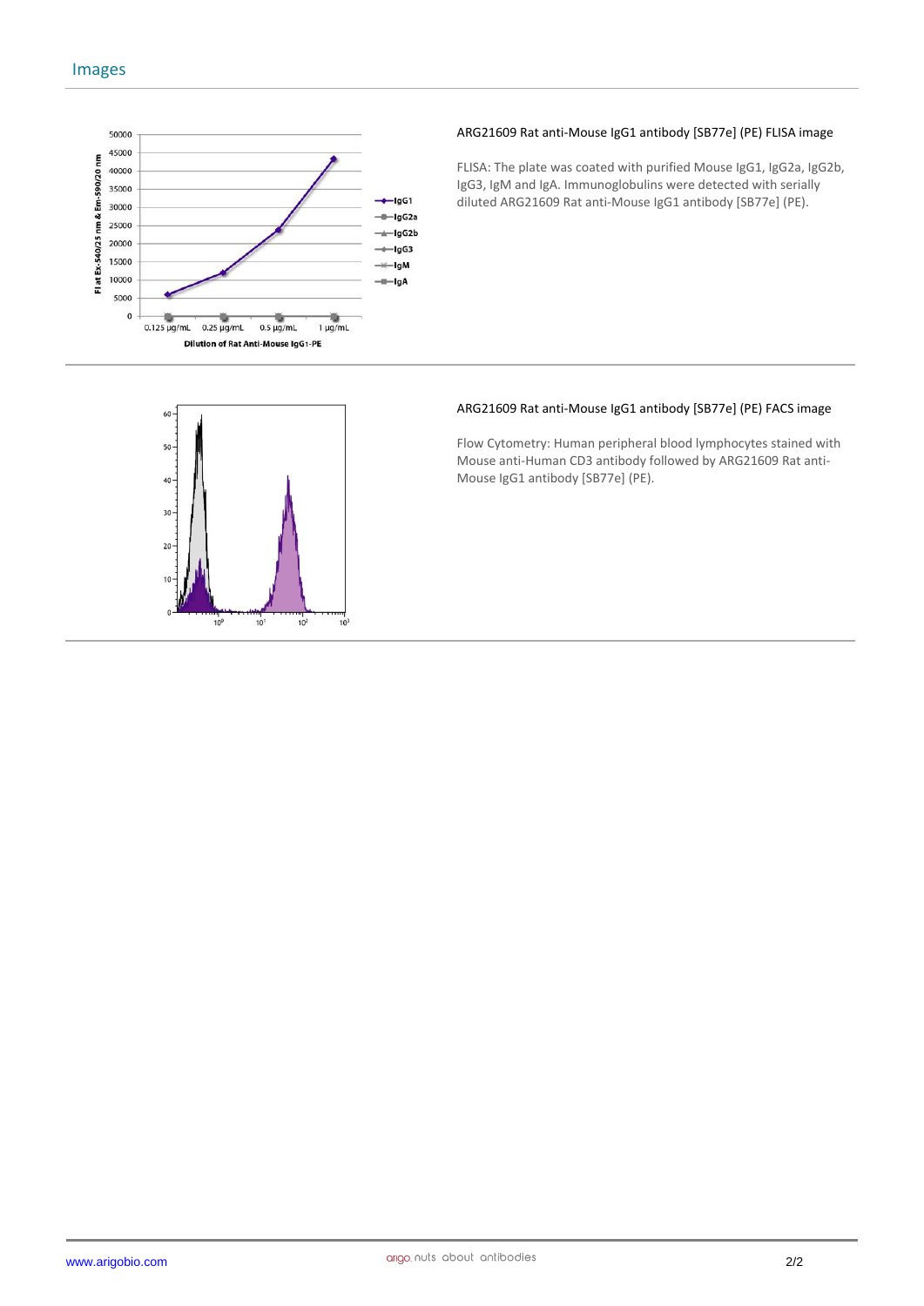## Images

50000
45000
40000
35000
30000
25000
20000
15000
10000
5000
0

FI at Ex-540/25 nm & Em-590/20 nm

0.125 µg/mL
0.25 µg/mL
0.5 µg/mL
1 µg/mL

Dilution of Rat Anti-Mouse IgG1-PE

IgG1
IgG2a
IgG2b
IgG3
IgM
IgA

### ARG21609 Rat anti-Mouse IgG1 antibody [SB77e] (PE) FLISA image

FLISA: The plate was coated with purified Mouse IgG1, IgG2a, IgG2b, IgG3, IgM and IgA. Immunoglobulins were detected with serially diluted ARG21609 Rat anti-Mouse IgG1 antibody [SB77e] (PE).

60
50
40
30
20
10
0

$10^0$
$10^1$
$10^2$
$10^3$

### ARG21609 Rat anti-Mouse IgG1 antibody [SB77e] (PE) FACS image

Flow Cytometry: Human peripheral blood lymphocytes stained with Mouse anti-Human CD3 antibody followed by ARG21609 Rat anti-Mouse IgG1 antibody [SB77e] (PE).